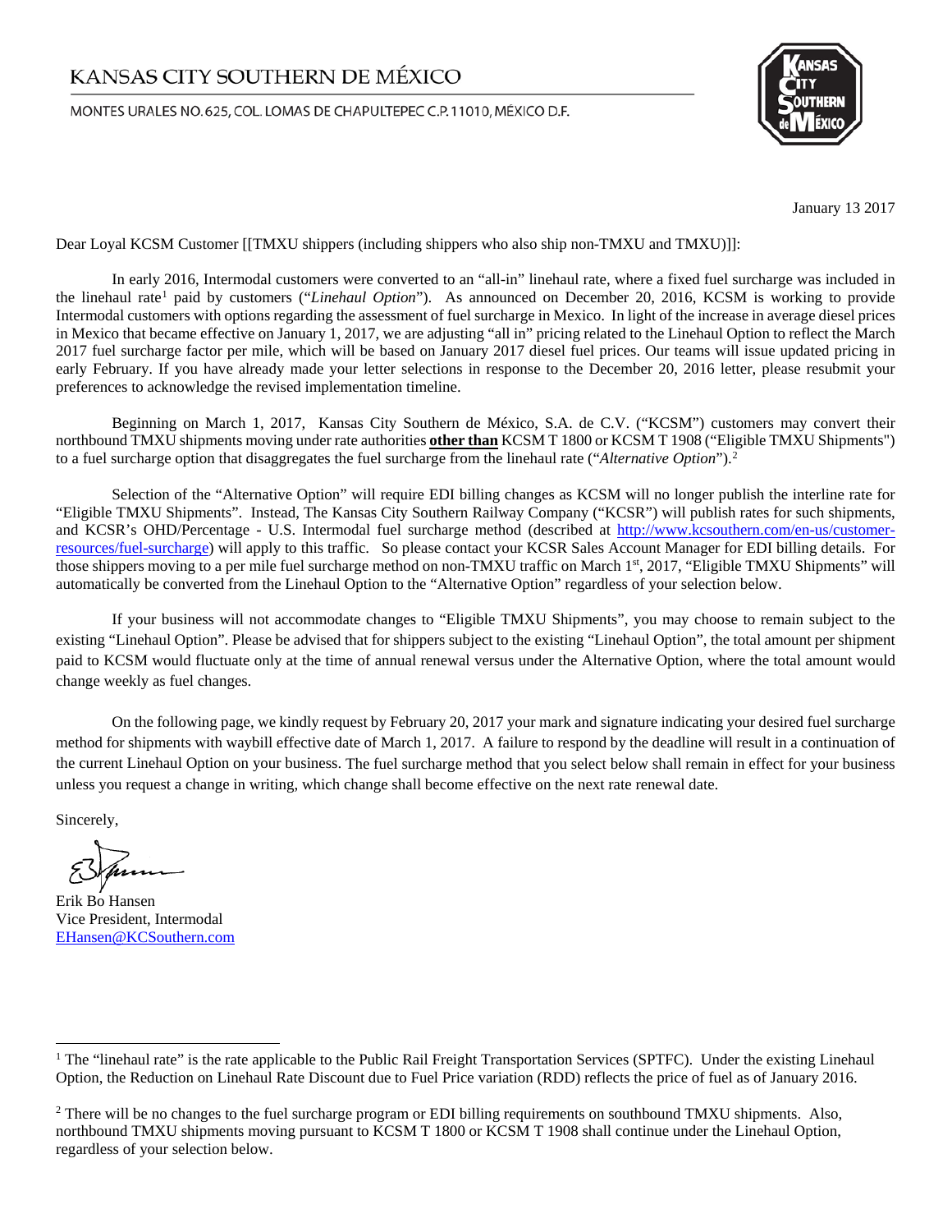# KANSAS CITY SOUTHERN DE MÉXICO

MONTES URALES NO. 625, COL. LOMAS DE CHAPULTEPEC C.P. 11010, MÉXICO D.F.

January 13 2017

Dear Loyal KCSM Customer [[TMXU shippers (including shippers who also ship non-TMXU and TMXU)]]:

In early 2016, Intermodal customers were converted to an "all-in" linehaul rate, where a fixed fuel surcharge was included in the linehaul rate[1] paid by customers ("*Linehaul Option*"). As announced on December 20, 2016, KCSM is working to provide Intermodal customers with options regarding the assessment of fuel surcharge in Mexico. In light of the increase in average diesel prices in Mexico that became effective on January 1, 2017, we are adjusting "all in" pricing related to the Linehaul Option to reflect the March 2017 fuel surcharge factor per mile, which will be based on January 2017 diesel fuel prices. Our teams will issue updated pricing in early February. If you have already made your letter selections in response to the December 20, 2016 letter, please resubmit your preferences to acknowledge the revised implementation timeline.

Beginning on March 1, 2017, Kansas City Southern de México, S.A. de C.V. ("KCSM") customers may convert their northbound TMXU shipments moving under rate authorities **other than** KCSM T 1800 or KCSM T 1908 ("Eligible TMXU Shipments") to a fuel surcharge option that disaggregates the fuel surcharge from the linehaul rate ("*Alternative Option*").[2]

Selection of the "Alternative Option" will require EDI billing changes as KCSM will no longer publish the interline rate for "Eligible TMXU Shipments". Instead, The Kansas City Southern Railway Company ("KCSR") will publish rates for such shipments, and KCSR's OHD/Percentage - U.S. Intermodal fuel surcharge method (described at http://www.kcsouthern.com/en-us/customer-resources/fuel-surcharge) will apply to this traffic. So please contact your KCSR Sales Account Manager for EDI billing details. For those shippers moving to a per mile fuel surcharge method on non-TMXU traffic on March 1st, 2017, "Eligible TMXU Shipments" will automatically be converted from the Linehaul Option to the "Alternative Option" regardless of your selection below.

If your business will not accommodate changes to "Eligible TMXU Shipments", you may choose to remain subject to the existing "Linehaul Option". Please be advised that for shippers subject to the existing "Linehaul Option", the total amount per shipment paid to KCSM would fluctuate only at the time of annual renewal versus under the Alternative Option, where the total amount would change weekly as fuel changes.

On the following page, we kindly request by February 20, 2017 your mark and signature indicating your desired fuel surcharge method for shipments with waybill effective date of March 1, 2017. A failure to respond by the deadline will result in a continuation of the current Linehaul Option on your business. The fuel surcharge method that you select below shall remain in effect for your business unless you request a change in writing, which change shall become effective on the next rate renewal date.

Sincerely,

Erik Bo Hansen
Vice President, Intermodal
EHansen@KCSouthern.com

---

[1] The "linehaul rate" is the rate applicable to the Public Rail Freight Transportation Services (SPTFC). Under the existing Linehaul Option, the Reduction on Linehaul Rate Discount due to Fuel Price variation (RDD) reflects the price of fuel as of January 2016.

[2] There will be no changes to the fuel surcharge program or EDI billing requirements on southbound TMXU shipments. Also, northbound TMXU shipments moving pursuant to KCSM T 1800 or KCSM T 1908 shall continue under the Linehaul Option, regardless of your selection below.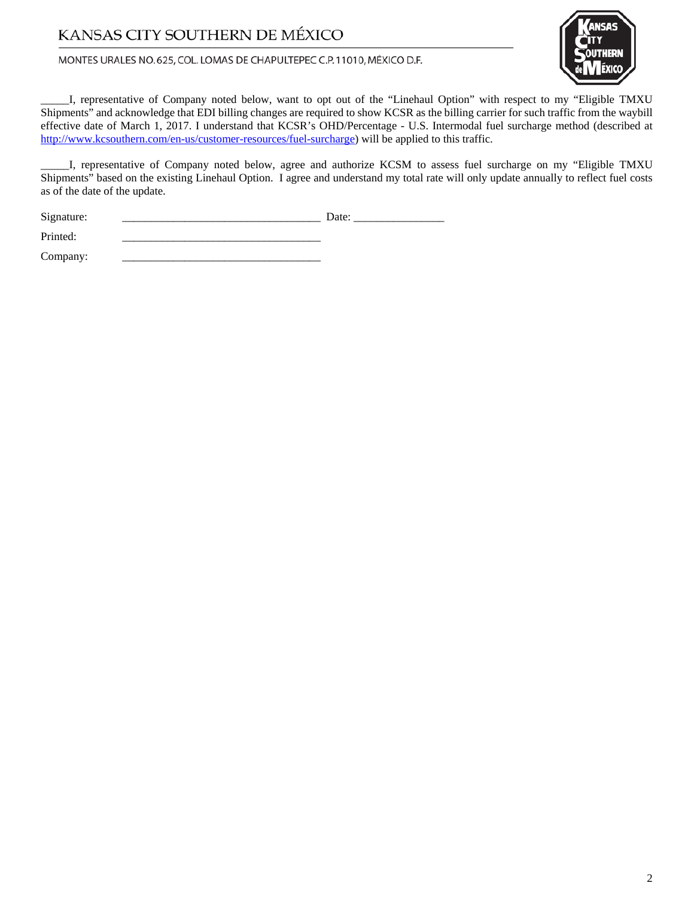KANSAS CITY SOUTHERN DE MÉXICO

MONTES URALES NO. 625, COL. LOMAS DE CHAPULTEPEC C.P. 11010, MÉXICO D.F.

_____I, representative of Company noted below, want to opt out of the "Linehaul Option" with respect to my "Eligible TMXU Shipments" and acknowledge that EDI billing changes are required to show KCSR as the billing carrier for such traffic from the waybill effective date of March 1, 2017. I understand that KCSR's OHD/Percentage - U.S. Intermodal fuel surcharge method (described at [http://www.kcsouthern.com/en-us/customer-resources/fuel-surcharge](http://www.kcsouthern.com/en-us/customer-resources/fuel-surcharge)) will be applied to this traffic.

_____I, representative of Company noted below, agree and authorize KCSM to assess fuel surcharge on my "Eligible TMXU Shipments" based on the existing Linehaul Option. I agree and understand my total rate will only update annually to reflect fuel costs as of the date of the update.

Signature: ___________________________________ Date: ________________

Printed: ___________________________________

Company: ___________________________________